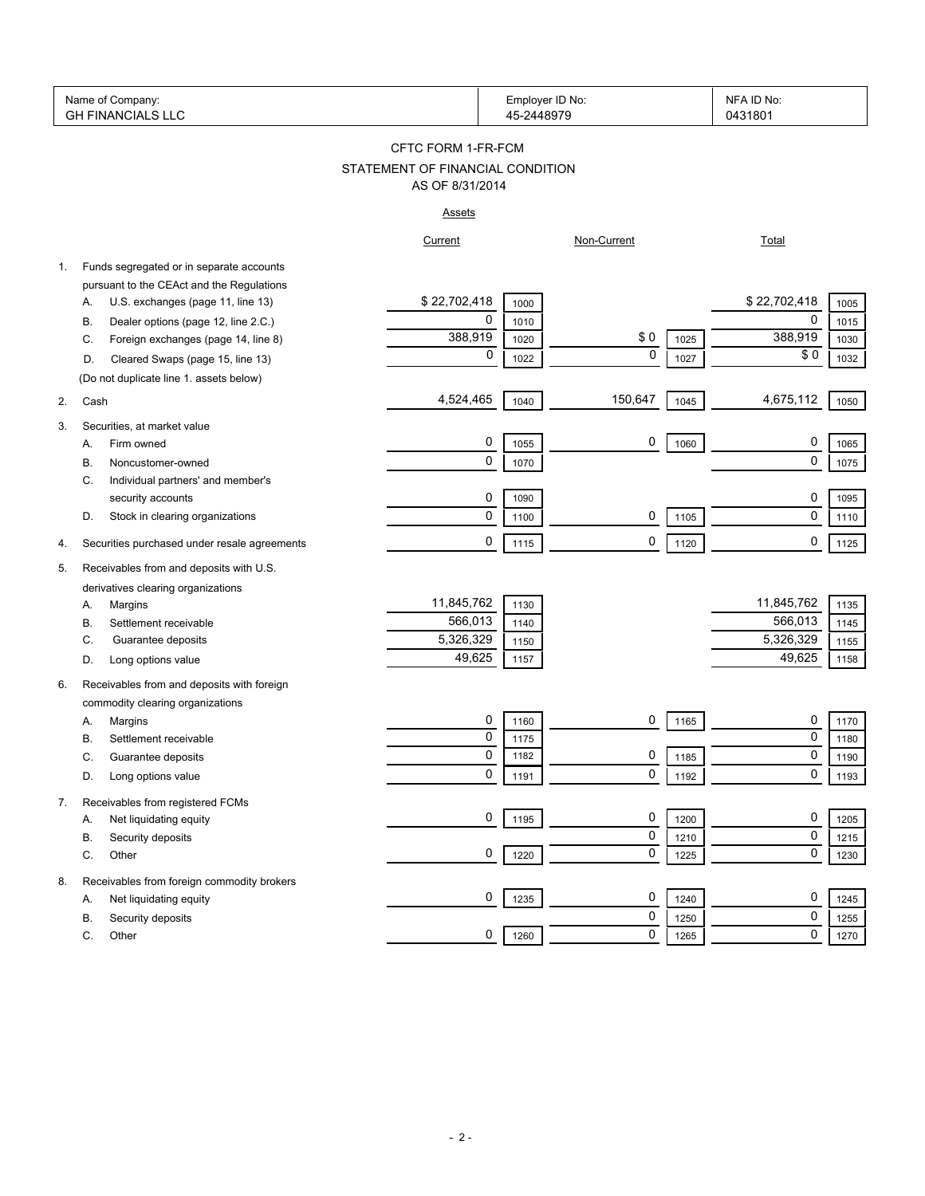| Name of Company: | Employer ID No: | NFA ID No: |
|---|---|---|
| GH FINANCIALS LLC | 45-2448979 | 0431801 |

# CFTC FORM 1-FR-FCM

## STATEMENT OF FINANCIAL CONDITION

### AS OF 8/31/2014

#### Assets

| | | Current | | Non-Current | | Total | |
|---|---|---|---|---|---|---|---|
| 1. | Funds segregated or in separate accounts pursuant to the CEAct and the Regulations | | | | | | |
| | A. U.S. exchanges (page 11, line 13) | $ 22,702,418 | 1000 | | | $ 22,702,418 | 1005 |
| | B. Dealer options (page 12, line 2.C.) | 0 | 1010 | | | 0 | 1015 |
| | C. Foreign exchanges (page 14, line 8) | 388,919 | 1020 | $ 0 | 1025 | 388,919 | 1030 |
| | D. Cleared Swaps (page 15, line 13) | 0 | 1022 | 0 | 1027 | $ 0 | 1032 |
| | (Do not duplicate line 1. assets below) | | | | | | |
| 2. | Cash | 4,524,465 | 1040 | 150,647 | 1045 | 4,675,112 | 1050 |
| 3. | Securities, at market value | | | | | | |
| | A. Firm owned | 0 | 1055 | 0 | 1060 | 0 | 1065 |
| | B. Noncustomer-owned | 0 | 1070 | | | 0 | 1075 |
| | C. Individual partners' and member's security accounts | 0 | 1090 | | | 0 | 1095 |
| | D. Stock in clearing organizations | 0 | 1100 | 0 | 1105 | 0 | 1110 |
| 4. | Securities purchased under resale agreements | 0 | 1115 | 0 | 1120 | 0 | 1125 |
| 5. | Receivables from and deposits with U.S. derivatives clearing organizations | | | | | | |
| | A. Margins | 11,845,762 | 1130 | | | 11,845,762 | 1135 |
| | B. Settlement receivable | 566,013 | 1140 | | | 566,013 | 1145 |
| | C. Guarantee deposits | 5,326,329 | 1150 | | | 5,326,329 | 1155 |
| | D. Long options value | 49,625 | 1157 | | | 49,625 | 1158 |
| 6. | Receivables from and deposits with foreign commodity clearing organizations | | | | | | |
| | A. Margins | 0 | 1160 | 0 | 1165 | 0 | 1170 |
| | B. Settlement receivable | 0 | 1175 | | | 0 | 1180 |
| | C. Guarantee deposits | 0 | 1182 | 0 | 1185 | 0 | 1190 |
| | D. Long options value | 0 | 1191 | 0 | 1192 | 0 | 1193 |
| 7. | Receivables from registered FCMs | | | | | | |
| | A. Net liquidating equity | 0 | 1195 | 0 | 1200 | 0 | 1205 |
| | B. Security deposits | | | 0 | 1210 | 0 | 1215 |
| | C. Other | 0 | 1220 | 0 | 1225 | 0 | 1230 |
| 8. | Receivables from foreign commodity brokers | | | | | | |
| | A. Net liquidating equity | 0 | 1235 | 0 | 1240 | 0 | 1245 |
| | B. Security deposits | | | 0 | 1250 | 0 | 1255 |
| | C. Other | 0 | 1260 | 0 | 1265 | 0 | 1270 |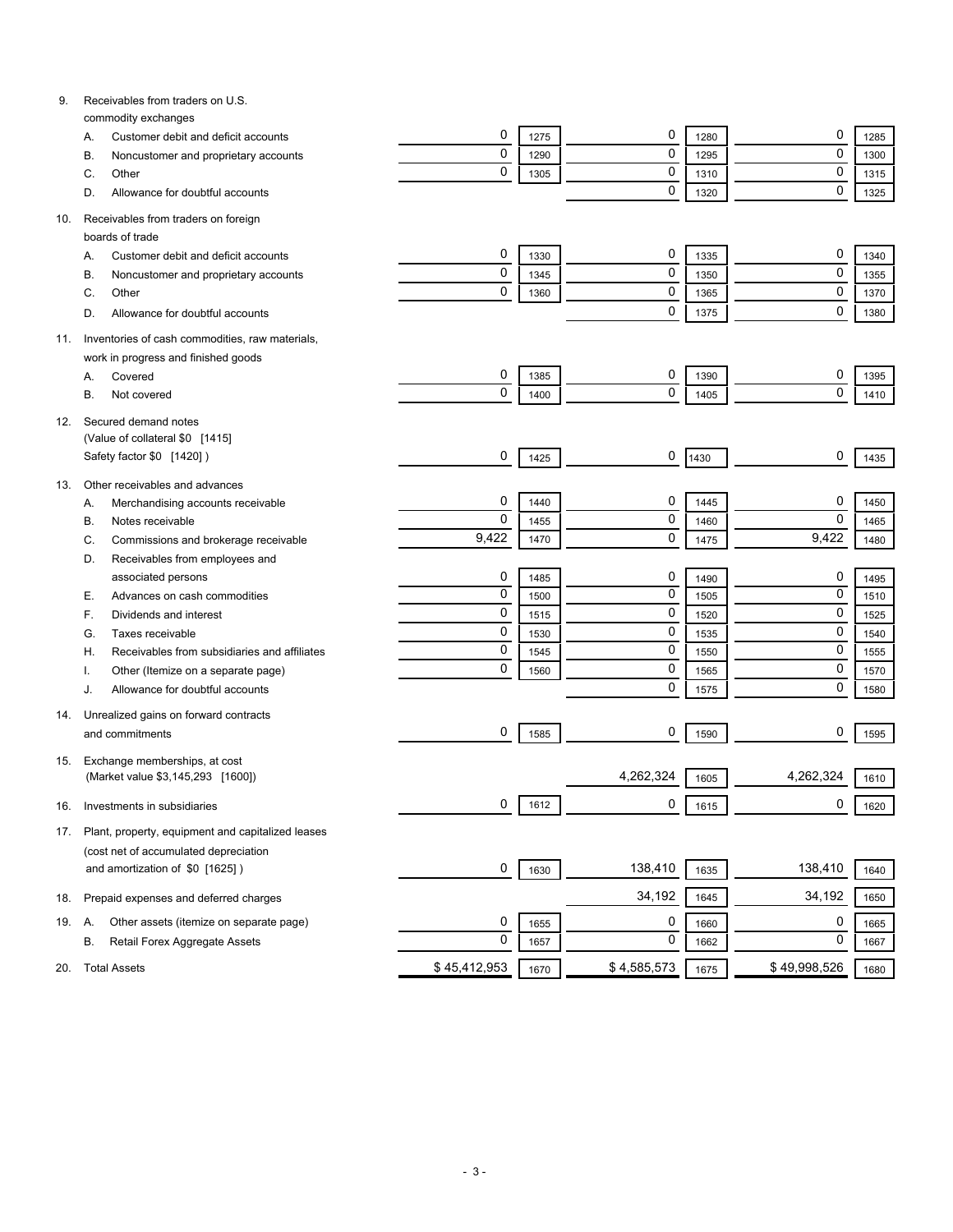| Item | Description | Col 1 | Code | Col 2 | Code | Col 3 | Code |
|---|---|---|---|---|---|---|---|
| 9. | Receivables from traders on U.S. commodity exchanges | | | | | | |
| | A. Customer debit and deficit accounts | 0 | 1275 | 0 | 1280 | 0 | 1285 |
| | B. Noncustomer and proprietary accounts | 0 | 1290 | 0 | 1295 | 0 | 1300 |
| | C. Other | 0 | 1305 | 0 | 1310 | 0 | 1315 |
| | D. Allowance for doubtful accounts | | | 0 | 1320 | 0 | 1325 |
| 10. | Receivables from traders on foreign boards of trade | | | | | | |
| | A. Customer debit and deficit accounts | 0 | 1330 | 0 | 1335 | 0 | 1340 |
| | B. Noncustomer and proprietary accounts | 0 | 1345 | 0 | 1350 | 0 | 1355 |
| | C. Other | 0 | 1360 | 0 | 1365 | 0 | 1370 |
| | D. Allowance for doubtful accounts | | | 0 | 1375 | 0 | 1380 |
| 11. | Inventories of cash commodities, raw materials, work in progress and finished goods | | | | | | |
| | A. Covered | 0 | 1385 | 0 | 1390 | 0 | 1395 |
| | B. Not covered | 0 | 1400 | 0 | 1405 | 0 | 1410 |
| 12. | Secured demand notes (Value of collateral $0 [1415] Safety factor $0 [1420] ) | 0 | 1425 | 0 | 1430 | 0 | 1435 |
| 13. | Other receivables and advances | | | | | | |
| | A. Merchandising accounts receivable | 0 | 1440 | 0 | 1445 | 0 | 1450 |
| | B. Notes receivable | 0 | 1455 | 0 | 1460 | 0 | 1465 |
| | C. Commissions and brokerage receivable | 9,422 | 1470 | 0 | 1475 | 9,422 | 1480 |
| | D. Receivables from employees and associated persons | 0 | 1485 | 0 | 1490 | 0 | 1495 |
| | E. Advances on cash commodities | 0 | 1500 | 0 | 1505 | 0 | 1510 |
| | F. Dividends and interest | 0 | 1515 | 0 | 1520 | 0 | 1525 |
| | G. Taxes receivable | 0 | 1530 | 0 | 1535 | 0 | 1540 |
| | H. Receivables from subsidiaries and affiliates | 0 | 1545 | 0 | 1550 | 0 | 1555 |
| | I. Other (Itemize on a separate page) | 0 | 1560 | 0 | 1565 | 0 | 1570 |
| | J. Allowance for doubtful accounts | | | 0 | 1575 | 0 | 1580 |
| 14. | Unrealized gains on forward contracts and commitments | 0 | 1585 | 0 | 1590 | 0 | 1595 |
| 15. | Exchange memberships, at cost (Market value $3,145,293 [1600]) | | | 4,262,324 | 1605 | 4,262,324 | 1610 |
| 16. | Investments in subsidiaries | 0 | 1612 | 0 | 1615 | 0 | 1620 |
| 17. | Plant, property, equipment and capitalized leases (cost net of accumulated depreciation and amortization of $0 [1625] ) | 0 | 1630 | 138,410 | 1635 | 138,410 | 1640 |
| 18. | Prepaid expenses and deferred charges | | | 34,192 | 1645 | 34,192 | 1650 |
| 19. | A. Other assets (itemize on separate page) | 0 | 1655 | 0 | 1660 | 0 | 1665 |
| | B. Retail Forex Aggregate Assets | 0 | 1657 | 0 | 1662 | 0 | 1667 |
| 20. | Total Assets | $ 45,412,953 | 1670 | $ 4,585,573 | 1675 | $ 49,998,526 | 1680 |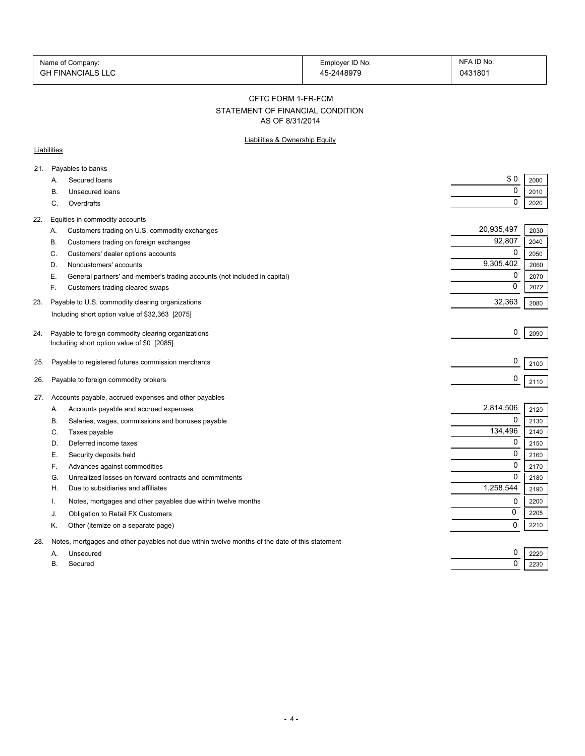| Name of Company: | Employer ID No: | NFA ID No: |
|---|---|---|
| GH FINANCIALS LLC | 45-2448979 | 0431801 |

## CFTC FORM 1-FR-FCM

## STATEMENT OF FINANCIAL CONDITION

### AS OF 8/31/2014

Liabilities & Ownership Equity

Liabilities

| | | | |
|---|---|---|---|
| 21. | Payables to banks | | |
| | A. Secured loans | $ 0 | 2000 |
| | B. Unsecured loans | 0 | 2010 |
| | C. Overdrafts | 0 | 2020 |
| 22. | Equities in commodity accounts | | |
| | A. Customers trading on U.S. commodity exchanges | 20,935,497 | 2030 |
| | B. Customers trading on foreign exchanges | 92,807 | 2040 |
| | C. Customers' dealer options accounts | 0 | 2050 |
| | D. Noncustomers' accounts | 9,305,402 | 2060 |
| | E. General partners' and member's trading accounts (not included in capital) | 0 | 2070 |
| | F. Customers trading cleared swaps | 0 | 2072 |
| 23. | Payable to U.S. commodity clearing organizations<br>Including short option value of $32,363 [2075] | 32,363 | 2080 |
| 24. | Payable to foreign commodity clearing organizations<br>Including short option value of $0 [2085] | 0 | 2090 |
| 25. | Payable to registered futures commission merchants | 0 | 2100 |
| 26. | Payable to foreign commodity brokers | 0 | 2110 |
| 27. | Accounts payable, accrued expenses and other payables | | |
| | A. Accounts payable and accrued expenses | 2,814,506 | 2120 |
| | B. Salaries, wages, commissions and bonuses payable | 0 | 2130 |
| | C. Taxes payable | 134,496 | 2140 |
| | D. Deferred income taxes | 0 | 2150 |
| | E. Security deposits held | 0 | 2160 |
| | F. Advances against commodities | 0 | 2170 |
| | G. Unrealized losses on forward contracts and commitments | 0 | 2180 |
| | H. Due to subsidiaries and affiliates | 1,258,544 | 2190 |
| | I. Notes, mortgages and other payables due within twelve months | 0 | 2200 |
| | J. Obligation to Retail FX Customers | 0 | 2205 |
| | K. Other (itemize on a separate page) | 0 | 2210 |
| 28. | Notes, mortgages and other payables not due within twelve months of the date of this statement | | |
| | A. Unsecured | 0 | 2220 |
| | B. Secured | 0 | 2230 |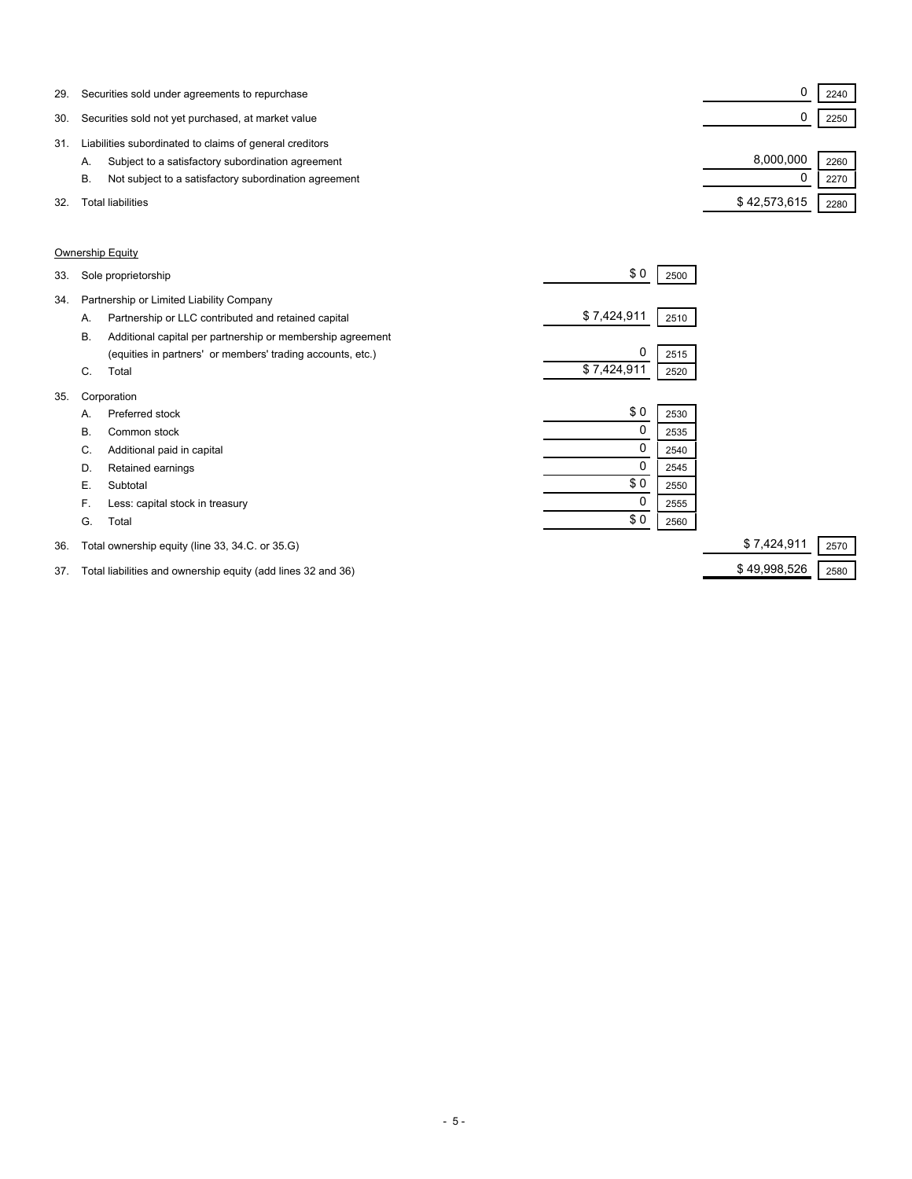| Line | Item | | | Amount | Code |
|---|---|---|---|---|---|
| 29. | Securities sold under agreements to repurchase | | | 0 | 2240 |
| 30. | Securities sold not yet purchased, at market value | | | 0 | 2250 |
| 31. | Liabilities subordinated to claims of general creditors | | | | |
| | A. Subject to a satisfactory subordination agreement | | | 8,000,000 | 2260 |
| | B. Not subject to a satisfactory subordination agreement | | | 0 | 2270 |
| 32. | Total liabilities | | | $ 42,573,615 | 2280 |

<u>Ownership Equity</u>

| Line | Item | Amount | Code | Amount | Code |
|---|---|---|---|---|---|
| 33. | Sole proprietorship | $ 0 | 2500 | | |
| 34. | Partnership or Limited Liability Company | | | | |
| | A. Partnership or LLC contributed and retained capital | $ 7,424,911 | 2510 | | |
| | B. Additional capital per partnership or membership agreement (equities in partners' or members' trading accounts, etc.) | 0 | 2515 | | |
| | C. Total | $ 7,424,911 | 2520 | | |
| 35. | Corporation | | | | |
| | A. Preferred stock | $ 0 | 2530 | | |
| | B. Common stock | 0 | 2535 | | |
| | C. Additional paid in capital | 0 | 2540 | | |
| | D. Retained earnings | 0 | 2545 | | |
| | E. Subtotal | $ 0 | 2550 | | |
| | F. Less: capital stock in treasury | 0 | 2555 | | |
| | G. Total | $ 0 | 2560 | | |
| 36. | Total ownership equity (line 33, 34.C. or 35.G) | | | $ 7,424,911 | 2570 |
| 37. | Total liabilities and ownership equity (add lines 32 and 36) | | | $ 49,998,526 | 2580 |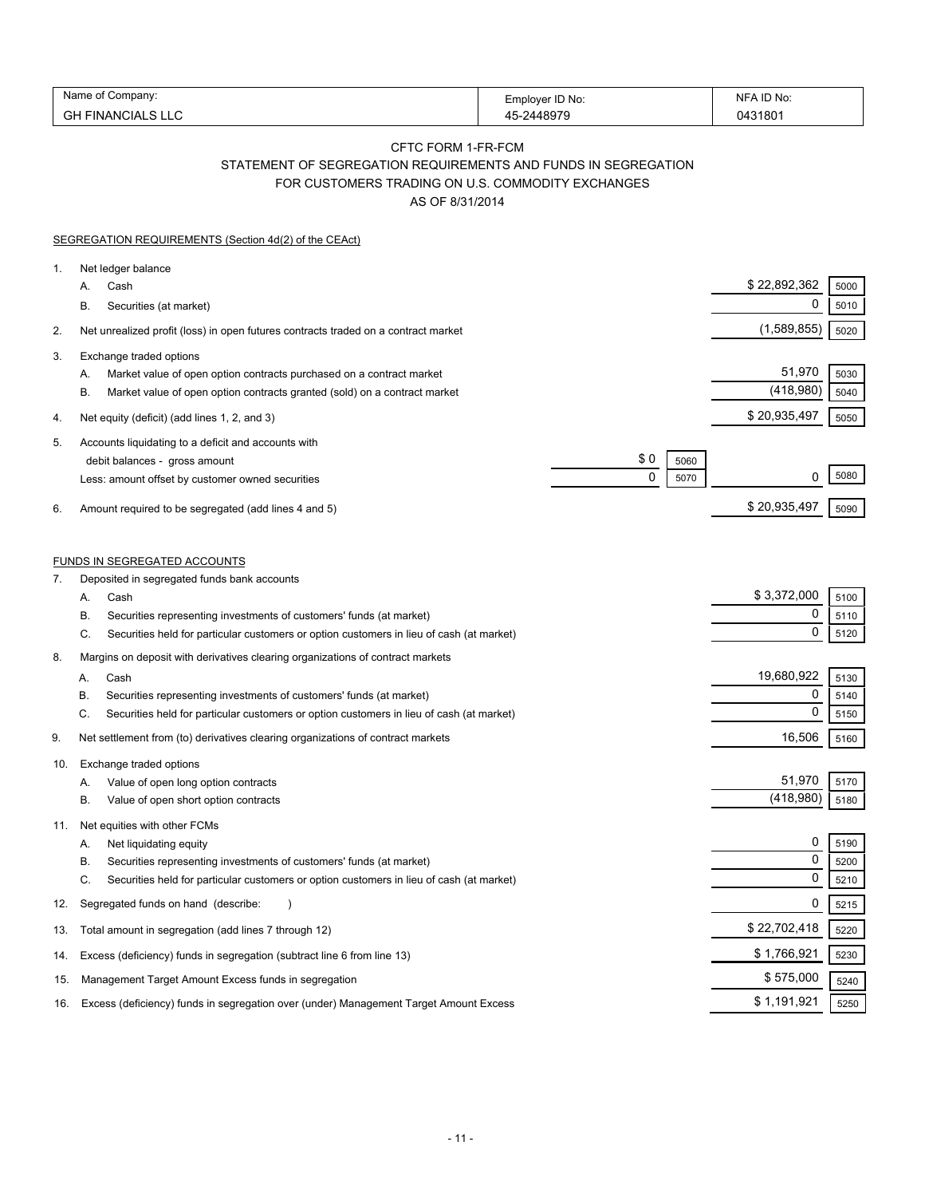| Name of Company: | Employer ID No: | NFA ID No: |
|---|---|---|
| GH FINANCIALS LLC | 45-2448979 | 0431801 |

## CFTC FORM 1-FR-FCM
## STATEMENT OF SEGREGATION REQUIREMENTS AND FUNDS IN SEGREGATION
## FOR CUSTOMERS TRADING ON U.S. COMMODITY EXCHANGES
## AS OF 8/31/2014

SEGREGATION REQUIREMENTS (Section 4d(2) of the CEAct)

| | | | | | |
|---|---|---|---|---|---|
| 1. | Net ledger balance | | | | |
| | A. Cash | | | $ 22,892,362 | 5000 |
| | B. Securities (at market) | | | 0 | 5010 |
| 2. | Net unrealized profit (loss) in open futures contracts traded on a contract market | | | (1,589,855) | 5020 |
| 3. | Exchange traded options | | | | |
| | A. Market value of open option contracts purchased on a contract market | | | 51,970 | 5030 |
| | B. Market value of open option contracts granted (sold) on a contract market | | | (418,980) | 5040 |
| 4. | Net equity (deficit) (add lines 1, 2, and 3) | | | $ 20,935,497 | 5050 |
| 5. | Accounts liquidating to a deficit and accounts with debit balances - gross amount | $ 0 | 5060 | | |
| | Less: amount offset by customer owned securities | 0 | 5070 | 0 | 5080 |
| 6. | Amount required to be segregated (add lines 4 and 5) | | | $ 20,935,497 | 5090 |

FUNDS IN SEGREGATED ACCOUNTS

| | | | |
|---|---|---|---|
| 7. | Deposited in segregated funds bank accounts | | |
| | A. Cash | $ 3,372,000 | 5100 |
| | B. Securities representing investments of customers' funds (at market) | 0 | 5110 |
| | C. Securities held for particular customers or option customers in lieu of cash (at market) | 0 | 5120 |
| 8. | Margins on deposit with derivatives clearing organizations of contract markets | | |
| | A. Cash | 19,680,922 | 5130 |
| | B. Securities representing investments of customers' funds (at market) | 0 | 5140 |
| | C. Securities held for particular customers or option customers in lieu of cash (at market) | 0 | 5150 |
| 9. | Net settlement from (to) derivatives clearing organizations of contract markets | 16,506 | 5160 |
| 10. | Exchange traded options | | |
| | A. Value of open long option contracts | 51,970 | 5170 |
| | B. Value of open short option contracts | (418,980) | 5180 |
| 11. | Net equities with other FCMs | | |
| | A. Net liquidating equity | 0 | 5190 |
| | B. Securities representing investments of customers' funds (at market) | 0 | 5200 |
| | C. Securities held for particular customers or option customers in lieu of cash (at market) | 0 | 5210 |
| 12. | Segregated funds on hand (describe: ) | 0 | 5215 |
| 13. | Total amount in segregation (add lines 7 through 12) | $ 22,702,418 | 5220 |
| 14. | Excess (deficiency) funds in segregation (subtract line 6 from line 13) | $ 1,766,921 | 5230 |
| 15. | Management Target Amount Excess funds in segregation | $ 575,000 | 5240 |
| 16. | Excess (deficiency) funds in segregation over (under) Management Target Amount Excess | $ 1,191,921 | 5250 |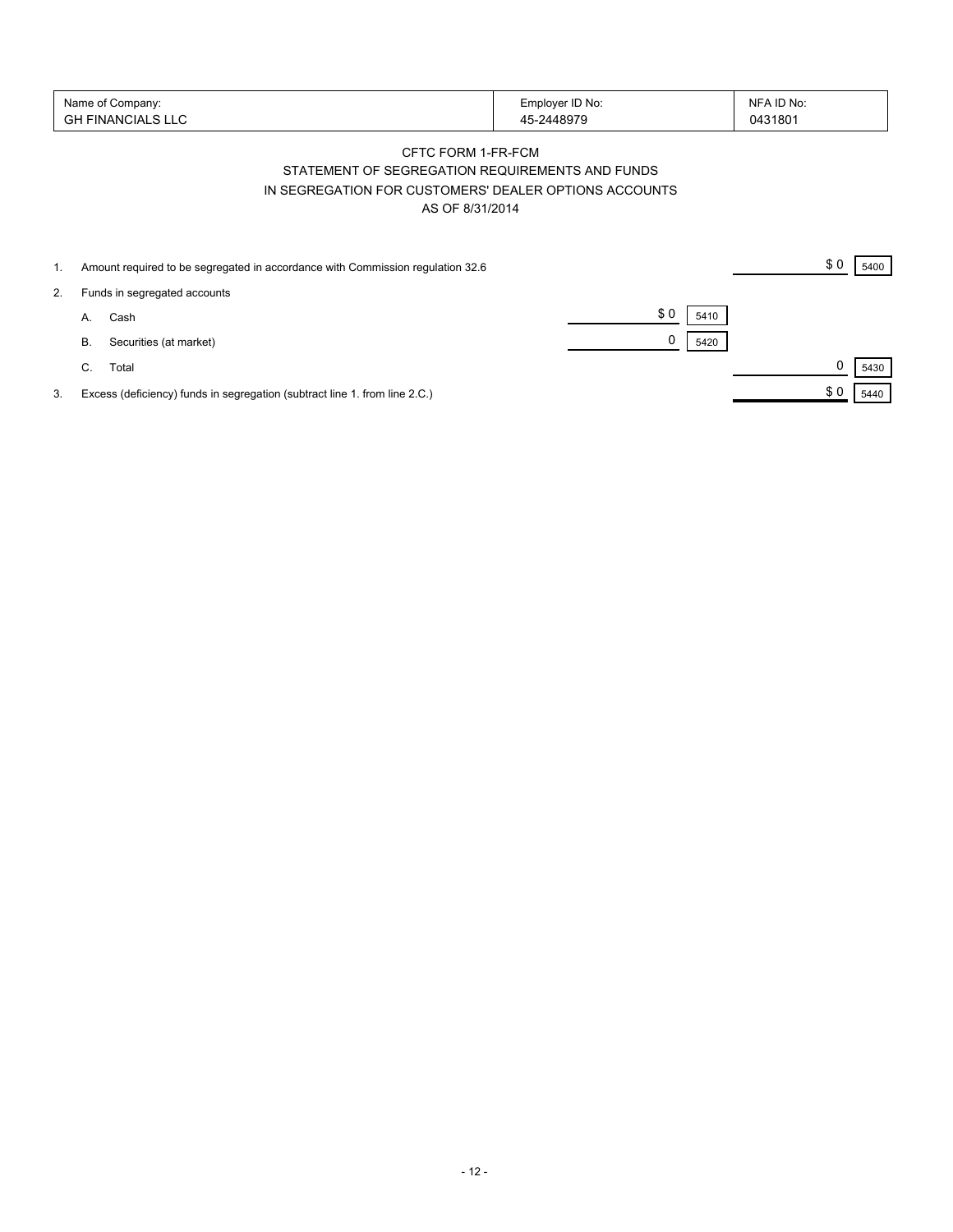| Name of Company: | Employer ID No: | NFA ID No: |
| --- | --- | --- |
| GH FINANCIALS LLC | 45-2448979 | 0431801 |

## CFTC FORM 1-FR-FCM

## STATEMENT OF SEGREGATION REQUIREMENTS AND FUNDS IN SEGREGATION FOR CUSTOMERS' DEALER OPTIONS ACCOUNTS

## AS OF 8/31/2014

| | | | | |
| --- | --- | --- | --- | --- |
| 1. | Amount required to be segregated in accordance with Commission regulation 32.6 | | | $ 0 [5400] |
| 2. | Funds in segregated accounts | | | |
| | A. | Cash | $ 0 [5410] | |
| | B. | Securities (at market) | 0 [5420] | |
| | C. | Total | | 0 [5430] |
| 3. | Excess (deficiency) funds in segregation (subtract line 1. from line 2.C.) | | | $ 0 [5440] |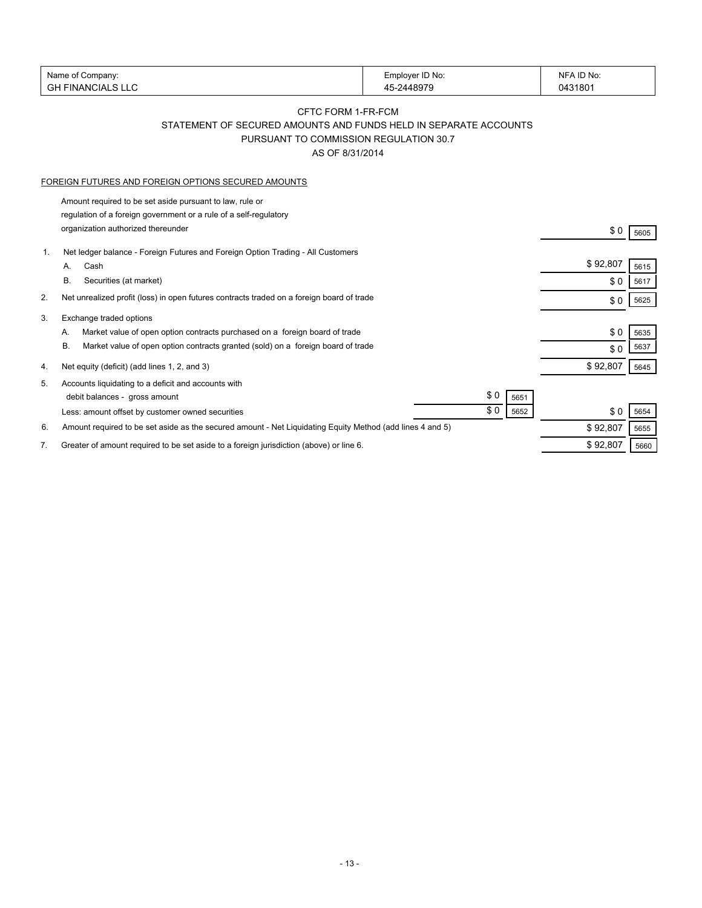| Name of Company: | Employer ID No: | NFA ID No: |
|---|---|---|
| GH FINANCIALS LLC | 45-2448979 | 0431801 |

CFTC FORM 1-FR-FCM

STATEMENT OF SECURED AMOUNTS AND FUNDS HELD IN SEPARATE ACCOUNTS

PURSUANT TO COMMISSION REGULATION 30.7

AS OF 8/31/2014

FOREIGN FUTURES AND FOREIGN OPTIONS SECURED AMOUNTS

| | | | | | |
|---|---|---|---|---|---|
| | Amount required to be set aside pursuant to law, rule or regulation of a foreign government or a rule of a self-regulatory organization authorized thereunder | | | $ 0 | 5605 |
| 1. | Net ledger balance - Foreign Futures and Foreign Option Trading - All Customers | | | | |
| | A. Cash | | | $ 92,807 | 5615 |
| | B. Securities (at market) | | | $ 0 | 5617 |
| 2. | Net unrealized profit (loss) in open futures contracts traded on a foreign board of trade | | | $ 0 | 5625 |
| 3. | Exchange traded options | | | | |
| | A. Market value of open option contracts purchased on a foreign board of trade | | | $ 0 | 5635 |
| | B. Market value of open option contracts granted (sold) on a foreign board of trade | | | $ 0 | 5637 |
| 4. | Net equity (deficit) (add lines 1, 2, and 3) | | | $ 92,807 | 5645 |
| 5. | Accounts liquidating to a deficit and accounts with debit balances - gross amount | $ 0 | 5651 | | |
| | Less: amount offset by customer owned securities | $ 0 | 5652 | $ 0 | 5654 |
| 6. | Amount required to be set aside as the secured amount - Net Liquidating Equity Method (add lines 4 and 5) | | | $ 92,807 | 5655 |
| 7. | Greater of amount required to be set aside to a foreign jurisdiction (above) or line 6. | | | $ 92,807 | 5660 |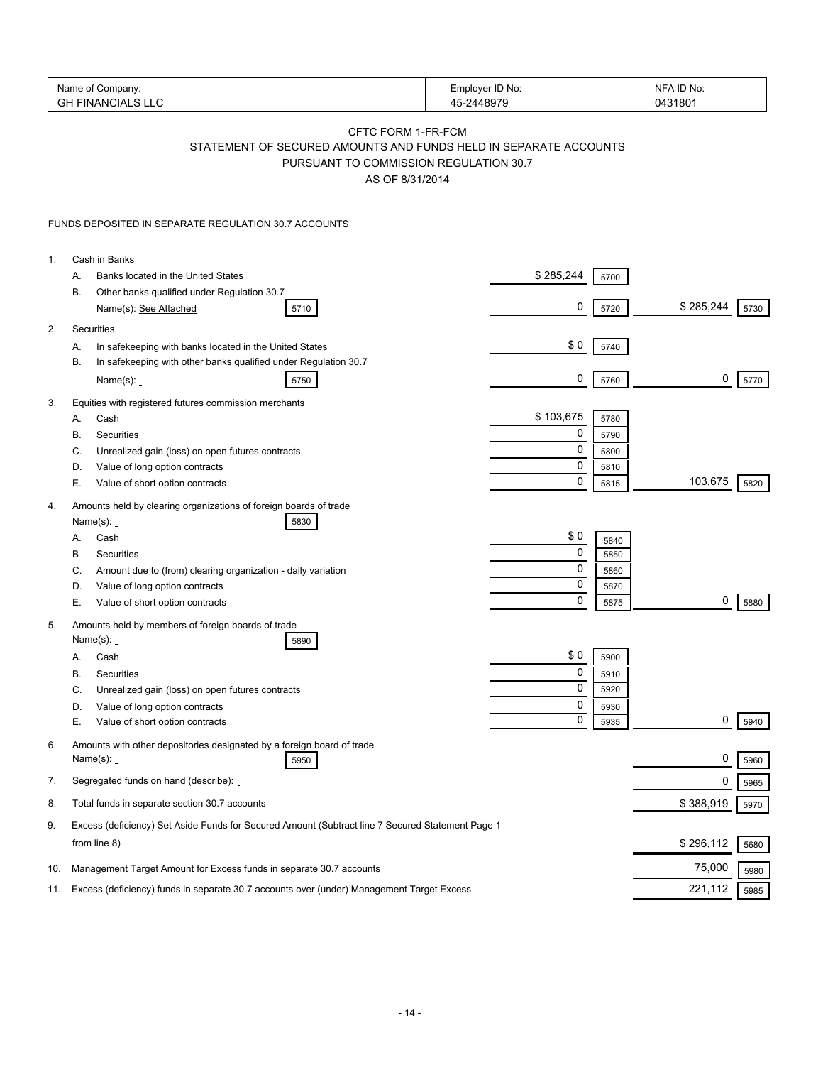| Name of Company: | Employer ID No: | NFA ID No: |
|---|---|---|
| GH FINANCIALS LLC | 45-2448979 | 0431801 |

# CFTC FORM 1-FR-FCM

## STATEMENT OF SECURED AMOUNTS AND FUNDS HELD IN SEPARATE ACCOUNTS PURSUANT TO COMMISSION REGULATION 30.7

### AS OF 8/31/2014

FUNDS DEPOSITED IN SEPARATE REGULATION 30.7 ACCOUNTS

| | | | | | |
|---|---|---|---|---|---|
| 1. | Cash in Banks | | | | |
| | A. Banks located in the United States | $ 285,244 | 5700 | | |
| | B. Other banks qualified under Regulation 30.7 Name(s): See Attached [5710] | 0 | 5720 | $ 285,244 | 5730 |
| 2. | Securities | | | | |
| | A. In safekeeping with banks located in the United States | $ 0 | 5740 | | |
| | B. In safekeeping with other banks qualified under Regulation 30.7 Name(s): [5750] | 0 | 5760 | 0 | 5770 |
| 3. | Equities with registered futures commission merchants | | | | |
| | A. Cash | $ 103,675 | 5780 | | |
| | B. Securities | 0 | 5790 | | |
| | C. Unrealized gain (loss) on open futures contracts | 0 | 5800 | | |
| | D. Value of long option contracts | 0 | 5810 | | |
| | E. Value of short option contracts | 0 | 5815 | 103,675 | 5820 |
| 4. | Amounts held by clearing organizations of foreign boards of trade Name(s): [5830] | | | | |
| | A. Cash | $ 0 | 5840 | | |
| | B Securities | 0 | 5850 | | |
| | C. Amount due to (from) clearing organization - daily variation | 0 | 5860 | | |
| | D. Value of long option contracts | 0 | 5870 | | |
| | E. Value of short option contracts | 0 | 5875 | 0 | 5880 |
| 5. | Amounts held by members of foreign boards of trade Name(s): [5890] | | | | |
| | A. Cash | $ 0 | 5900 | | |
| | B. Securities | 0 | 5910 | | |
| | C. Unrealized gain (loss) on open futures contracts | 0 | 5920 | | |
| | D. Value of long option contracts | 0 | 5930 | | |
| | E. Value of short option contracts | 0 | 5935 | 0 | 5940 |
| 6. | Amounts with other depositories designated by a foreign board of trade Name(s): [5950] | | | 0 | 5960 |
| 7. | Segregated funds on hand (describe): | | | 0 | 5965 |
| 8. | Total funds in separate section 30.7 accounts | | | $ 388,919 | 5970 |
| 9. | Excess (deficiency) Set Aside Funds for Secured Amount (Subtract line 7 Secured Statement Page 1 from line 8) | | | $ 296,112 | 5680 |
| 10. | Management Target Amount for Excess funds in separate 30.7 accounts | | | 75,000 | 5980 |
| 11. | Excess (deficiency) funds in separate 30.7 accounts over (under) Management Target Excess | | | 221,112 | 5985 |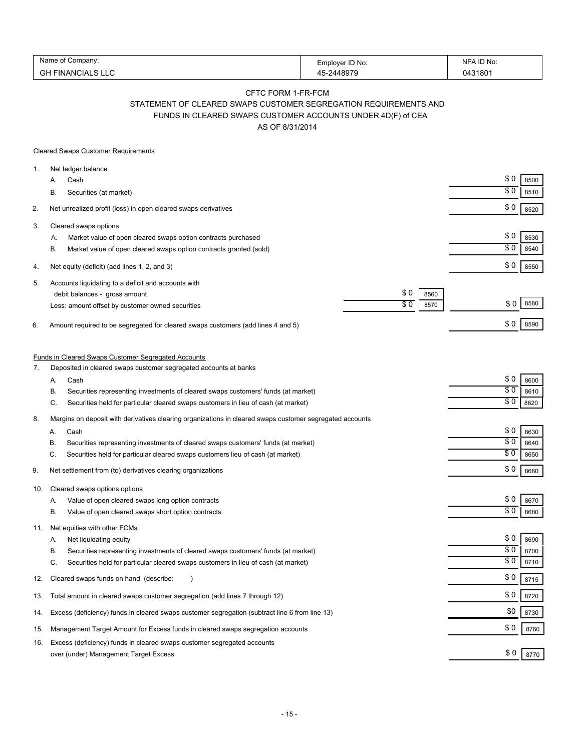| Name of Company: | Employer ID No: | NFA ID No: |
| --- | --- | --- |
| GH FINANCIALS LLC | 45-2448979 | 0431801 |

## CFTC FORM 1-FR-FCM

### STATEMENT OF CLEARED SWAPS CUSTOMER SEGREGATION REQUIREMENTS AND FUNDS IN CLEARED SWAPS CUSTOMER ACCOUNTS UNDER 4D(F) of CEA

### AS OF 8/31/2014

**Cleared Swaps Customer Requirements**

| | | | | | |
| --- | --- | --- | --- | --- | --- |
| 1. | Net ledger balance | | | | |
| | A. Cash | | | $ 0 | 8500 |
| | B. Securities (at market) | | | $ 0 | 8510 |
| 2. | Net unrealized profit (loss) in open cleared swaps derivatives | | | $ 0 | 8520 |
| 3. | Cleared swaps options | | | | |
| | A. Market value of open cleared swaps option contracts purchased | | | $ 0 | 8530 |
| | B. Market value of open cleared swaps option contracts granted (sold) | | | $ 0 | 8540 |
| 4. | Net equity (deficit) (add lines 1, 2, and 3) | | | $ 0 | 8550 |
| 5. | Accounts liquidating to a deficit and accounts with debit balances - gross amount | $ 0 | 8560 | | |
| | Less: amount offset by customer owned securities | $ 0 | 8570 | $ 0 | 8580 |
| 6. | Amount required to be segregated for cleared swaps customers (add lines 4 and 5) | | | $ 0 | 8590 |

**Funds in Cleared Swaps Customer Segregated Accounts**

| | | | |
| --- | --- | --- | --- |
| 7. | Deposited in cleared swaps customer segregated accounts at banks | | |
| | A. Cash | $ 0 | 8600 |
| | B. Securities representing investments of cleared swaps customers' funds (at market) | $ 0 | 8610 |
| | C. Securities held for particular cleared swaps customers in lieu of cash (at market) | $ 0 | 8620 |
| 8. | Margins on deposit with derivatives clearing organizations in cleared swaps customer segregated accounts | | |
| | A. Cash | $ 0 | 8630 |
| | B. Securities representing investments of cleared swaps customers' funds (at market) | $ 0 | 8640 |
| | C. Securities held for particular cleared swaps customers lieu of cash (at market) | $ 0 | 8650 |
| 9. | Net settlement from (to) derivatives clearing organizations | $ 0 | 8660 |
| 10. | Cleared swaps options options | | |
| | A. Value of open cleared swaps long option contracts | $ 0 | 8670 |
| | B. Value of open cleared swaps short option contracts | $ 0 | 8680 |
| 11. | Net equities with other FCMs | | |
| | A. Net liquidating equity | $ 0 | 8690 |
| | B. Securities representing investments of cleared swaps customers' funds (at market) | $ 0 | 8700 |
| | C. Securities held for particular cleared swaps customers in lieu of cash (at market) | $ 0 | 8710 |
| 12. | Cleared swaps funds on hand (describe: ) | $ 0 | 8715 |
| 13. | Total amount in cleared swaps customer segregation (add lines 7 through 12) | $ 0 | 8720 |
| 14. | Excess (deficiency) funds in cleared swaps customer segregation (subtract line 6 from line 13) | $0 | 8730 |
| 15. | Management Target Amount for Excess funds in cleared swaps segregation accounts | $ 0 | 8760 |
| 16. | Excess (deficiency) funds in cleared swaps customer segregated accounts over (under) Management Target Excess | $ 0 | 8770 |